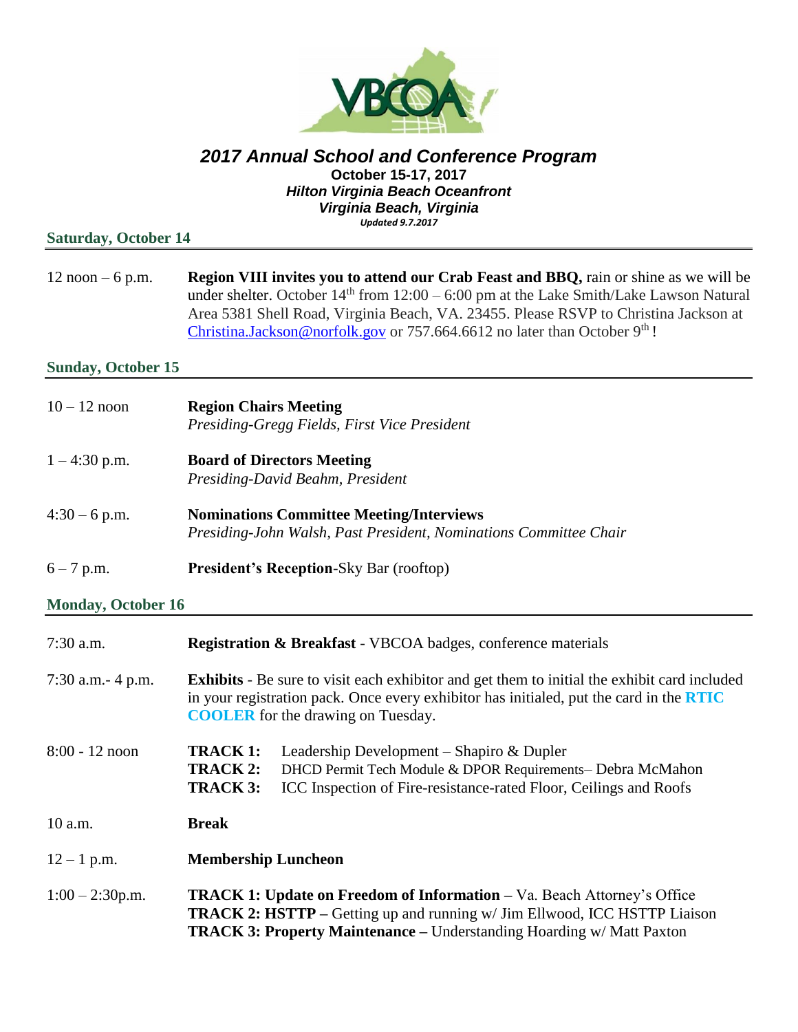# 2017 Annual School and Conference Program

**October 15-17, 2017**
***Hilton Virginia Beach Oceanfront***
***Virginia Beach, Virginia***
***Updated 9.7.2017***

## Saturday, October 14

12 noon – 6 p.m. **Region VIII invites you to attend our Crab Feast and BBQ,** rain or shine as we will be under shelter. October 14th from 12:00 – 6:00 pm at the Lake Smith/Lake Lawson Natural Area 5381 Shell Road, Virginia Beach, VA. 23455. Please RSVP to Christina Jackson at Christina.Jackson@norfolk.gov or 757.664.6612 no later than October 9th !

## Sunday, October 15

10 – 12 noon **Region Chairs Meeting**
*Presiding-Gregg Fields, First Vice President*

1 – 4:30 p.m. **Board of Directors Meeting**
*Presiding-David Beahm, President*

4:30 – 6 p.m. **Nominations Committee Meeting/Interviews**
*Presiding-John Walsh, Past President, Nominations Committee Chair*

6 – 7 p.m. **President's Reception**-Sky Bar (rooftop)

## Monday, October 16

7:30 a.m. **Registration & Breakfast** - VBCOA badges, conference materials

7:30 a.m.- 4 p.m. **Exhibits** - Be sure to visit each exhibitor and get them to initial the exhibit card included in your registration pack. Once every exhibitor has initialed, put the card in the **RTIC COOLER** for the drawing on Tuesday.

8:00 - 12 noon
**TRACK 1:** Leadership Development – Shapiro & Dupler
**TRACK 2:** DHCD Permit Tech Module & DPOR Requirements– Debra McMahon
**TRACK 3:** ICC Inspection of Fire-resistance-rated Floor, Ceilings and Roofs

10 a.m. **Break**

12 – 1 p.m. **Membership Luncheon**

1:00 – 2:30p.m.
**TRACK 1: Update on Freedom of Information –** Va. Beach Attorney's Office
**TRACK 2: HSTTP –** Getting up and running w/ Jim Ellwood, ICC HSTTP Liaison
**TRACK 3: Property Maintenance –** Understanding Hoarding w/ Matt Paxton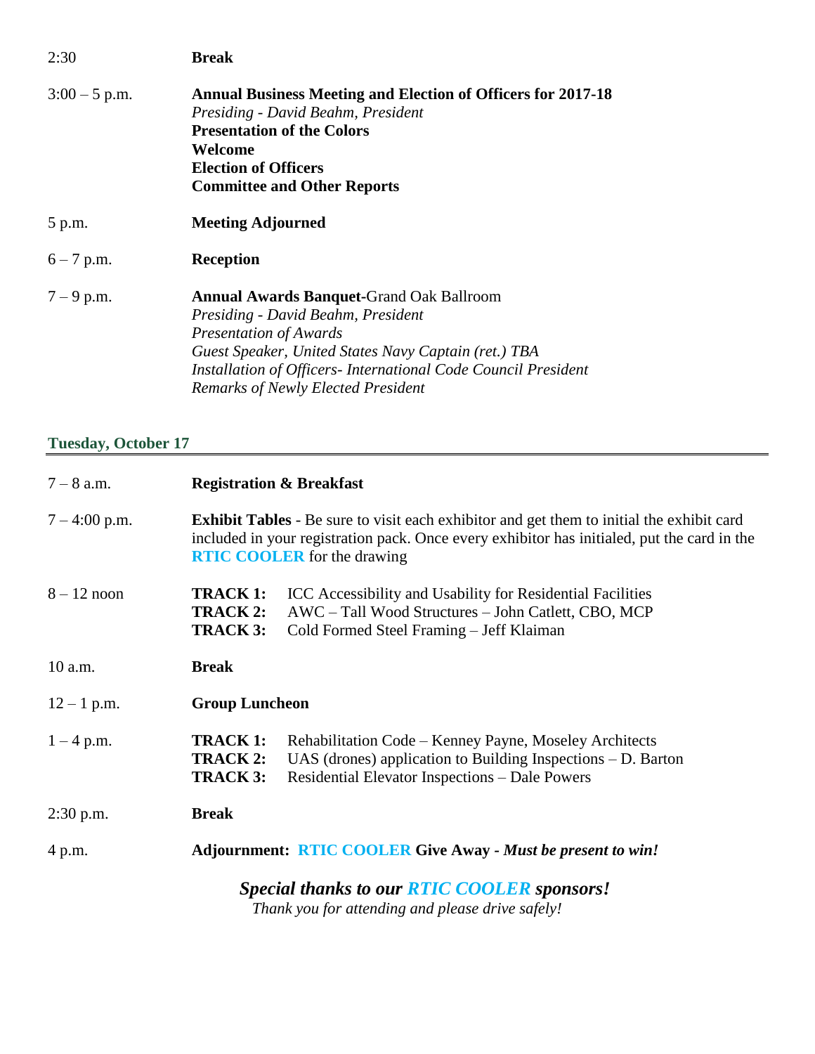2:30 **Break**

3:00 – 5 p.m. **Annual Business Meeting and Election of Officers for 2017-18**
*Presiding - David Beahm, President*
**Presentation of the Colors**
**Welcome**
**Election of Officers**
**Committee and Other Reports**

5 p.m. **Meeting Adjourned**

6 – 7 p.m. **Reception**

7 – 9 p.m. **Annual Awards Banquet-**Grand Oak Ballroom
*Presiding - David Beahm, President*
*Presentation of Awards*
*Guest Speaker, United States Navy Captain (ret.) TBA*
*Installation of Officers- International Code Council President*
*Remarks of Newly Elected President*

## Tuesday, October 17

7 – 8 a.m. **Registration & Breakfast**

7 – 4:00 p.m. **Exhibit Tables** - Be sure to visit each exhibitor and get them to initial the exhibit card included in your registration pack. Once every exhibitor has initialed, put the card in the **RTIC COOLER** for the drawing

8 – 12 noon
**TRACK 1:** ICC Accessibility and Usability for Residential Facilities
**TRACK 2:** AWC – Tall Wood Structures – John Catlett, CBO, MCP
**TRACK 3:** Cold Formed Steel Framing – Jeff Klaiman

10 a.m. **Break**

12 – 1 p.m. **Group Luncheon**

1 – 4 p.m.
**TRACK 1:** Rehabilitation Code – Kenney Payne, Moseley Architects
**TRACK 2:** UAS (drones) application to Building Inspections – D. Barton
**TRACK 3:** Residential Elevator Inspections – Dale Powers

2:30 p.m. **Break**

4 p.m. **Adjournment: RTIC COOLER Give Away -** ***Must be present to win!***

***Special thanks to our RTIC COOLER sponsors!***

*Thank you for attending and please drive safely!*